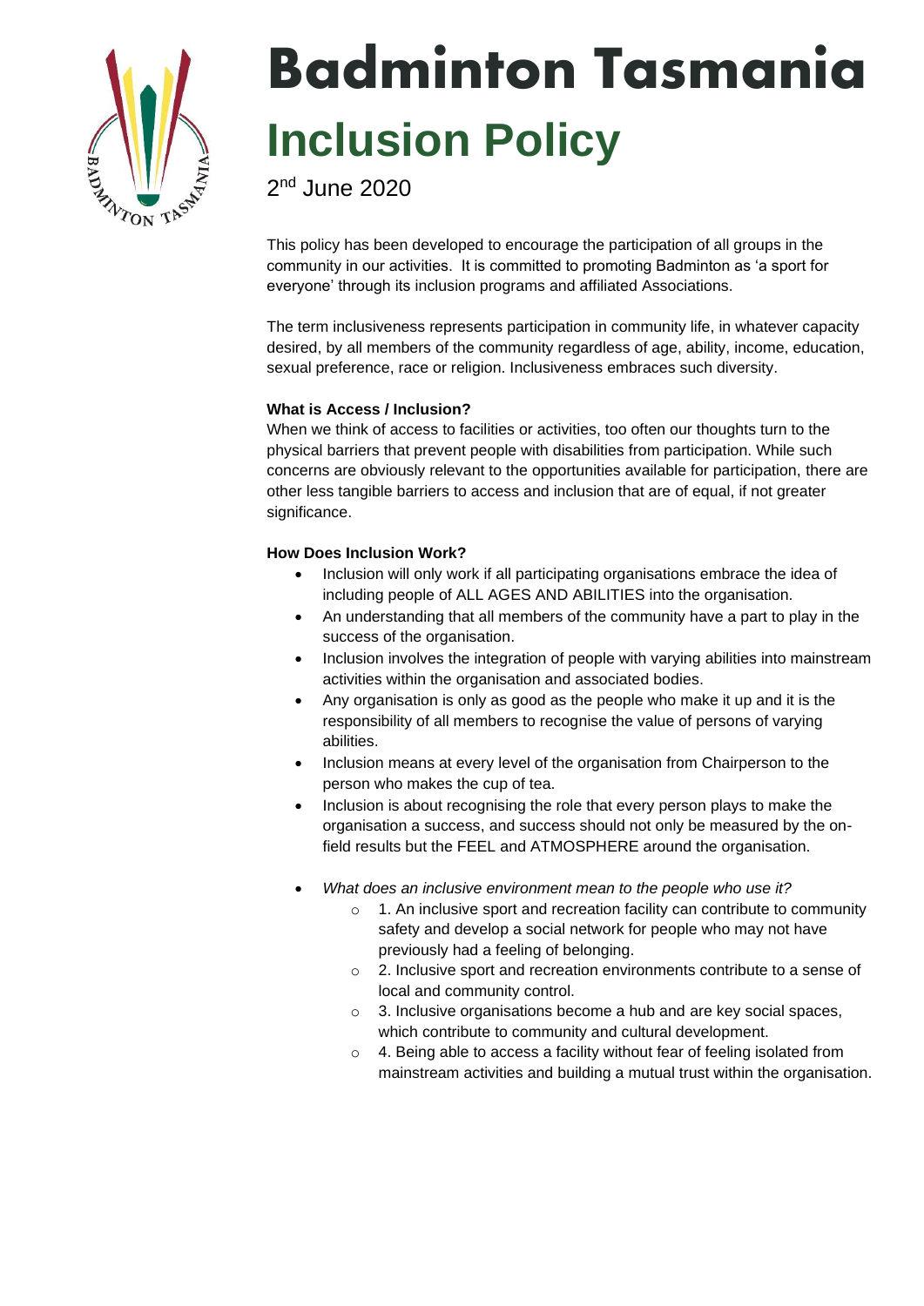# Badminton Tasmania

## Inclusion Policy

2nd June 2020

This policy has been developed to encourage the participation of all groups in the community in our activities. It is committed to promoting Badminton as 'a sport for everyone' through its inclusion programs and affiliated Associations.

The term inclusiveness represents participation in community life, in whatever capacity desired, by all members of the community regardless of age, ability, income, education, sexual preference, race or religion. Inclusiveness embraces such diversity.

**What is Access / Inclusion?**

When we think of access to facilities or activities, too often our thoughts turn to the physical barriers that prevent people with disabilities from participation. While such concerns are obviously relevant to the opportunities available for participation, there are other less tangible barriers to access and inclusion that are of equal, if not greater significance.

**How Does Inclusion Work?**

- Inclusion will only work if all participating organisations embrace the idea of including people of ALL AGES AND ABILITIES into the organisation.
- An understanding that all members of the community have a part to play in the success of the organisation.
- Inclusion involves the integration of people with varying abilities into mainstream activities within the organisation and associated bodies.
- Any organisation is only as good as the people who make it up and it is the responsibility of all members to recognise the value of persons of varying abilities.
- Inclusion means at every level of the organisation from Chairperson to the person who makes the cup of tea.
- Inclusion is about recognising the role that every person plays to make the organisation a success, and success should not only be measured by the on-field results but the FEEL and ATMOSPHERE around the organisation.

- *What does an inclusive environment mean to the people who use it?*
  - 1. An inclusive sport and recreation facility can contribute to community safety and develop a social network for people who may not have previously had a feeling of belonging.
  - 2. Inclusive sport and recreation environments contribute to a sense of local and community control.
  - 3. Inclusive organisations become a hub and are key social spaces, which contribute to community and cultural development.
  - 4. Being able to access a facility without fear of feeling isolated from mainstream activities and building a mutual trust within the organisation.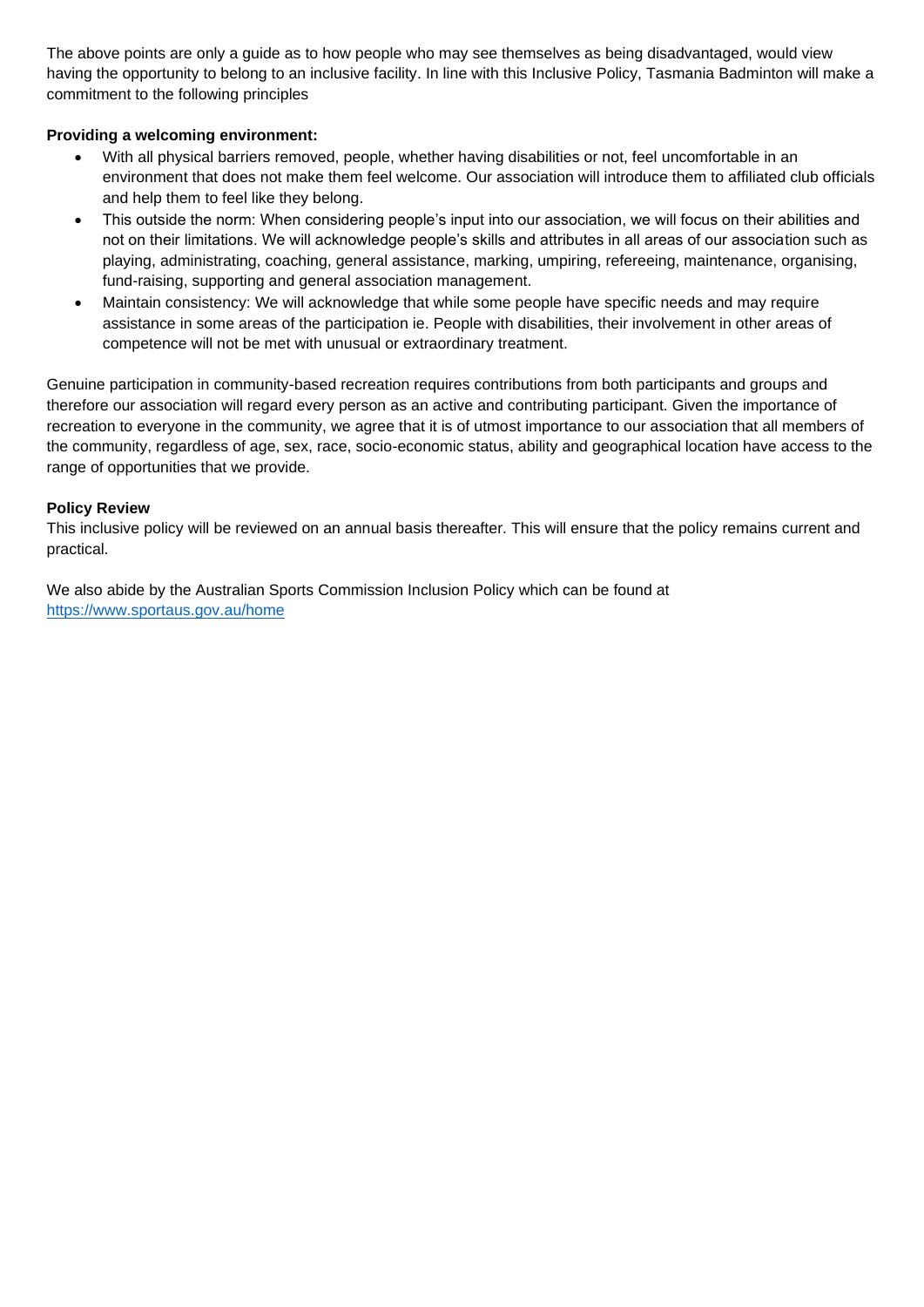The above points are only a guide as to how people who may see themselves as being disadvantaged, would view having the opportunity to belong to an inclusive facility. In line with this Inclusive Policy, Tasmania Badminton will make a commitment to the following principles

**Providing a welcoming environment:**

- With all physical barriers removed, people, whether having disabilities or not, feel uncomfortable in an environment that does not make them feel welcome. Our association will introduce them to affiliated club officials and help them to feel like they belong.
- This outside the norm: When considering people's input into our association, we will focus on their abilities and not on their limitations. We will acknowledge people's skills and attributes in all areas of our association such as playing, administrating, coaching, general assistance, marking, umpiring, refereeing, maintenance, organising, fund-raising, supporting and general association management.
- Maintain consistency: We will acknowledge that while some people have specific needs and may require assistance in some areas of the participation ie. People with disabilities, their involvement in other areas of competence will not be met with unusual or extraordinary treatment.

Genuine participation in community-based recreation requires contributions from both participants and groups and therefore our association will regard every person as an active and contributing participant. Given the importance of recreation to everyone in the community, we agree that it is of utmost importance to our association that all members of the community, regardless of age, sex, race, socio-economic status, ability and geographical location have access to the range of opportunities that we provide.

**Policy Review**

This inclusive policy will be reviewed on an annual basis thereafter. This will ensure that the policy remains current and practical.

We also abide by the Australian Sports Commission Inclusion Policy which can be found at https://www.sportaus.gov.au/home